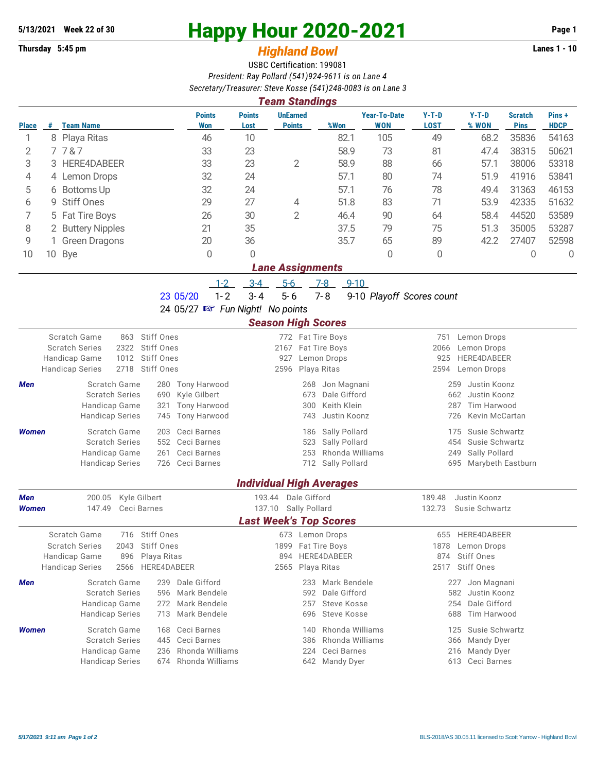**5/13/2021 Week 22 of 30**

**Thursday 5:45 pm**

# Happy Hour 2020-2021

## *Highland Bowl*

**Lanes 1 - 10**

USBC Certification: 199081

*President: Ray Pollard (541)924-9611 is on Lane 4*

*Secretary/Treasurer: Steve Kosse (541)248-0083 is on Lane 3*

### *Team Standings*

| Place | # | Team Name | Points Won | Points Lost | UnEarned Points | %Won | Year-To-Date WON | Y-T-D LOST | Y-T-D % WON | Scratch Pins | Pins + HDCP |
|---|---|---|---|---|---|---|---|---|---|---|---|
| 1 | 8 | Playa Ritas | 46 | 10 | | 82.1 | 105 | 49 | 68.2 | 35836 | 54163 |
| 2 | 7 | 7 & 7 | 33 | 23 | | 58.9 | 73 | 81 | 47.4 | 38315 | 50621 |
| 3 | 3 | HERE4DABEER | 33 | 23 | 2 | 58.9 | 88 | 66 | 57.1 | 38006 | 53318 |
| 4 | 4 | Lemon Drops | 32 | 24 | | 57.1 | 80 | 74 | 51.9 | 41916 | 53841 |
| 5 | 6 | Bottoms Up | 32 | 24 | | 57.1 | 76 | 78 | 49.4 | 31363 | 46153 |
| 6 | 9 | Stiff Ones | 29 | 27 | 4 | 51.8 | 83 | 71 | 53.9 | 42335 | 51632 |
| 7 | 5 | Fat Tire Boys | 26 | 30 | 2 | 46.4 | 90 | 64 | 58.4 | 44520 | 53589 |
| 8 | 2 | Buttery Nipples | 21 | 35 | | 37.5 | 79 | 75 | 51.3 | 35005 | 53287 |
| 9 | 1 | Green Dragons | 20 | 36 | | 35.7 | 65 | 89 | 42.2 | 27407 | 52598 |
| 10 | 10 | Bye | 0 | 0 | | | 0 | 0 | | 0 | 0 |

### *Lane Assignments*

| | | 1-2 | 3-4 | 5-6 | 7-8 | 9-10 |
|---|---|---|---|---|---|---|
| 23 | 05/20 | 1- 2 | 3- 4 | 5- 6 | 7- 8 | 9-10 *Playoff Scores count* |
| 24 | 05/27 | ☞ *Fun Night! No points* | | | | |

### *Season High Scores*

| | | | | | | |
|---|---|---|---|---|---|---|
| Scratch Game | 863 | Stiff Ones | 772 | Fat Tire Boys | 751 | Lemon Drops |
| Scratch Series | 2322 | Stiff Ones | 2167 | Fat Tire Boys | 2066 | Lemon Drops |
| Handicap Game | 1012 | Stiff Ones | 927 | Lemon Drops | 925 | HERE4DABEER |
| Handicap Series | 2718 | Stiff Ones | 2596 | Playa Ritas | 2594 | Lemon Drops |

| | | | | | | | |
|---|---|---|---|---|---|---|---|
| ***Men*** | Scratch Game | 280 | Tony Harwood | 268 | Jon Magnani | 259 | Justin Koonz |
| | Scratch Series | 690 | Kyle Gilbert | 673 | Dale Gifford | 662 | Justin Koonz |
| | Handicap Game | 321 | Tony Harwood | 300 | Keith Klein | 287 | Tim Harwood |
| | Handicap Series | 745 | Tony Harwood | 743 | Justin Koonz | 726 | Kevin McCartan |
| ***Women*** | Scratch Game | 203 | Ceci Barnes | 186 | Sally Pollard | 175 | Susie Schwartz |
| | Scratch Series | 552 | Ceci Barnes | 523 | Sally Pollard | 454 | Susie Schwartz |
| | Handicap Game | 261 | Ceci Barnes | 253 | Rhonda Williams | 249 | Sally Pollard |
| | Handicap Series | 726 | Ceci Barnes | 712 | Sally Pollard | 695 | Marybeth Eastburn |

### *Individual High Averages*

| | | | | | | |
|---|---|---|---|---|---|---|
| ***Men*** | 200.05 | Kyle Gilbert | 193.44 | Dale Gifford | 189.48 | Justin Koonz |
| ***Women*** | 147.49 | Ceci Barnes | 137.10 | Sally Pollard | 132.73 | Susie Schwartz |

### *Last Week's Top Scores*

| | | | | | | |
|---|---|---|---|---|---|---|
| Scratch Game | 716 | Stiff Ones | 673 | Lemon Drops | 655 | HERE4DABEER |
| Scratch Series | 2043 | Stiff Ones | 1899 | Fat Tire Boys | 1878 | Lemon Drops |
| Handicap Game | 896 | Playa Ritas | 894 | HERE4DABEER | 874 | Stiff Ones |
| Handicap Series | 2566 | HERE4DABEER | 2565 | Playa Ritas | 2517 | Stiff Ones |

| | | | | | | | |
|---|---|---|---|---|---|---|---|
| ***Men*** | Scratch Game | 239 | Dale Gifford | 233 | Mark Bendele | 227 | Jon Magnani |
| | Scratch Series | 596 | Mark Bendele | 592 | Dale Gifford | 582 | Justin Koonz |
| | Handicap Game | 272 | Mark Bendele | 257 | Steve Kosse | 254 | Dale Gifford |
| | Handicap Series | 713 | Mark Bendele | 696 | Steve Kosse | 688 | Tim Harwood |
| ***Women*** | Scratch Game | 168 | Ceci Barnes | 140 | Rhonda Williams | 125 | Susie Schwartz |
| | Scratch Series | 445 | Ceci Barnes | 386 | Rhonda Williams | 366 | Mandy Dyer |
| | Handicap Game | 236 | Rhonda Williams | 224 | Ceci Barnes | 216 | Mandy Dyer |
| | Handicap Series | 674 | Rhonda Williams | 642 | Mandy Dyer | 613 | Ceci Barnes |

*5/17/2021 9:11 am*

BLS-2018/AS 30.05.11 licensed to Scott Yarrow - Highland Bowl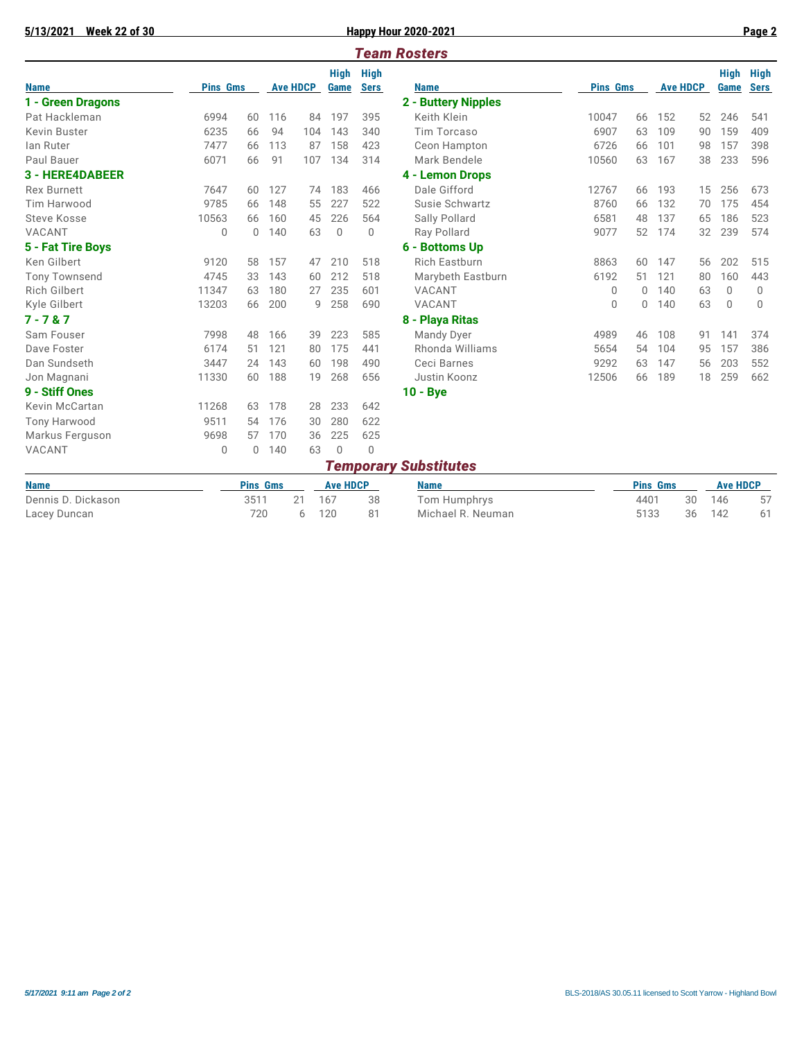## Team Rosters

| Name | Pins | Gms | Ave | HDCP | High Game | High Sers |
|---|---|---|---|---|---|---|
| **1 - Green Dragons** | | | | | | |
| Pat Hackleman | 6994 | 60 | 116 | 84 | 197 | 395 |
| Kevin Buster | 6235 | 66 | 94 | 104 | 143 | 340 |
| Ian Ruter | 7477 | 66 | 113 | 87 | 158 | 423 |
| Paul Bauer | 6071 | 66 | 91 | 107 | 134 | 314 |
| **3 - HERE4DABEER** | | | | | | |
| Rex Burnett | 7647 | 60 | 127 | 74 | 183 | 466 |
| Tim Harwood | 9785 | 66 | 148 | 55 | 227 | 522 |
| Steve Kosse | 10563 | 66 | 160 | 45 | 226 | 564 |
| VACANT | 0 | 0 | 140 | 63 | 0 | 0 |
| **5 - Fat Tire Boys** | | | | | | |
| Ken Gilbert | 9120 | 58 | 157 | 47 | 210 | 518 |
| Tony Townsend | 4745 | 33 | 143 | 60 | 212 | 518 |
| Rich Gilbert | 11347 | 63 | 180 | 27 | 235 | 601 |
| Kyle Gilbert | 13203 | 66 | 200 | 9 | 258 | 690 |
| **7 - 7 & 7** | | | | | | |
| Sam Fouser | 7998 | 48 | 166 | 39 | 223 | 585 |
| Dave Foster | 6174 | 51 | 121 | 80 | 175 | 441 |
| Dan Sundseth | 3447 | 24 | 143 | 60 | 198 | 490 |
| Jon Magnani | 11330 | 60 | 188 | 19 | 268 | 656 |
| **9 - Stiff Ones** | | | | | | |
| Kevin McCartan | 11268 | 63 | 178 | 28 | 233 | 642 |
| Tony Harwood | 9511 | 54 | 176 | 30 | 280 | 622 |
| Markus Ferguson | 9698 | 57 | 170 | 36 | 225 | 625 |
| VACANT | 0 | 0 | 140 | 63 | 0 | 0 |

| Name | Pins | Gms | Ave | HDCP | High Game | High Sers |
|---|---|---|---|---|---|---|
| **2 - Buttery Nipples** | | | | | | |
| Keith Klein | 10047 | 66 | 152 | 52 | 246 | 541 |
| Tim Torcaso | 6907 | 63 | 109 | 90 | 159 | 409 |
| Ceon Hampton | 6726 | 66 | 101 | 98 | 157 | 398 |
| Mark Bendele | 10560 | 63 | 167 | 38 | 233 | 596 |
| **4 - Lemon Drops** | | | | | | |
| Dale Gifford | 12767 | 66 | 193 | 15 | 256 | 673 |
| Susie Schwartz | 8760 | 66 | 132 | 70 | 175 | 454 |
| Sally Pollard | 6581 | 48 | 137 | 65 | 186 | 523 |
| Ray Pollard | 9077 | 52 | 174 | 32 | 239 | 574 |
| **6 - Bottoms Up** | | | | | | |
| Rich Eastburn | 8863 | 60 | 147 | 56 | 202 | 515 |
| Marybeth Eastburn | 6192 | 51 | 121 | 80 | 160 | 443 |
| VACANT | 0 | 0 | 140 | 63 | 0 | 0 |
| VACANT | 0 | 0 | 140 | 63 | 0 | 0 |
| **8 - Playa Ritas** | | | | | | |
| Mandy Dyer | 4989 | 46 | 108 | 91 | 141 | 374 |
| Rhonda Williams | 5654 | 54 | 104 | 95 | 157 | 386 |
| Ceci Barnes | 9292 | 63 | 147 | 56 | 203 | 552 |
| Justin Koonz | 12506 | 66 | 189 | 18 | 259 | 662 |
| **10 - Bye** | | | | | | |

## Temporary Substitutes

| Name | Pins | Gms | Ave | HDCP |
|---|---|---|---|---|
| Dennis D. Dickason | 3511 | 21 | 167 | 38 |
| Lacey Duncan | 720 | 6 | 120 | 81 |
| Tom Humphrys | 4401 | 30 | 146 | 57 |
| Michael R. Neuman | 5133 | 36 | 142 | 61 |